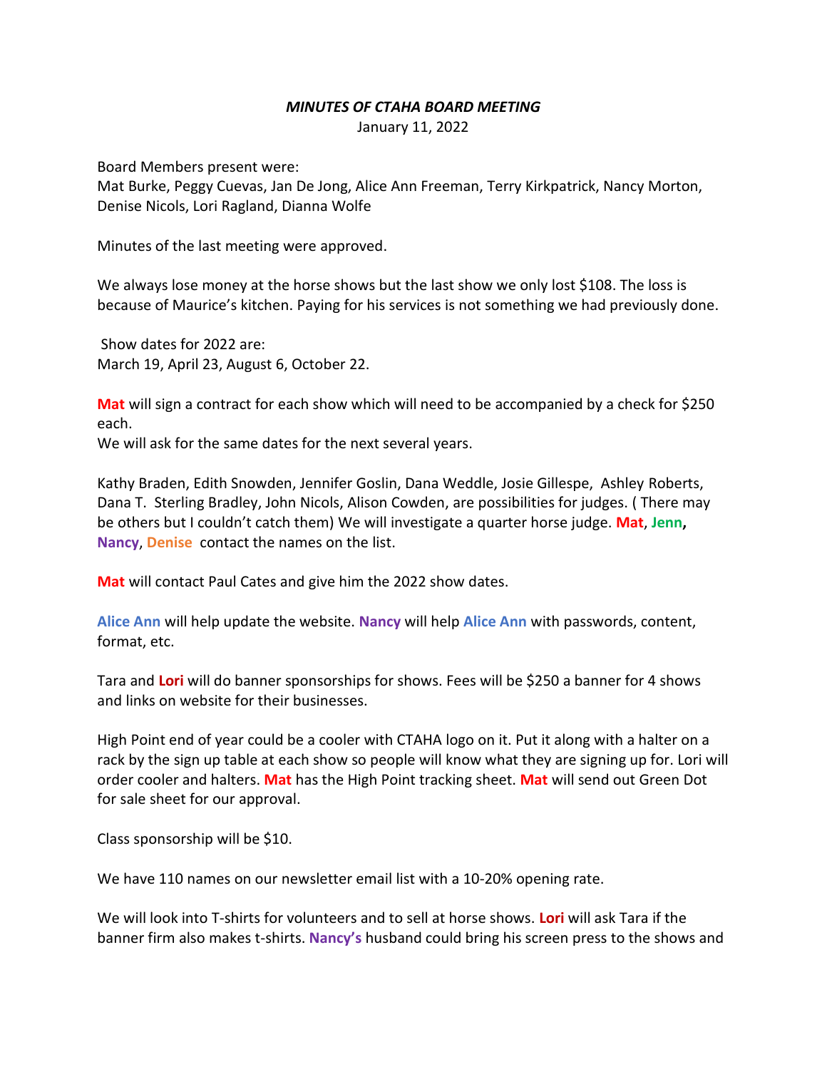***MINUTES OF CTAHA BOARD MEETING***

January 11, 2022

Board Members present were:
Mat Burke, Peggy Cuevas, Jan De Jong, Alice Ann Freeman, Terry Kirkpatrick, Nancy Morton, Denise Nicols, Lori Ragland, Dianna Wolfe

Minutes of the last meeting were approved.

We always lose money at the horse shows but the last show we only lost $108. The loss is because of Maurice's kitchen. Paying for his services is not something we had previously done.

Show dates for 2022 are:
March 19, April 23, August 6, October 22.

**Mat** will sign a contract for each show which will need to be accompanied by a check for $250 each.
We will ask for the same dates for the next several years.

Kathy Braden, Edith Snowden, Jennifer Goslin, Dana Weddle, Josie Gillespe, Ashley Roberts, Dana T. Sterling Bradley, John Nicols, Alison Cowden, are possibilities for judges. ( There may be others but I couldn't catch them) We will investigate a quarter horse judge. **Mat**, **Jenn**, **Nancy**, **Denise** contact the names on the list.

**Mat** will contact Paul Cates and give him the 2022 show dates.

**Alice Ann** will help update the website. **Nancy** will help **Alice Ann** with passwords, content, format, etc.

Tara and **Lori** will do banner sponsorships for shows. Fees will be $250 a banner for 4 shows and links on website for their businesses.

High Point end of year could be a cooler with CTAHA logo on it. Put it along with a halter on a rack by the sign up table at each show so people will know what they are signing up for. Lori will order cooler and halters. **Mat** has the High Point tracking sheet. **Mat** will send out Green Dot for sale sheet for our approval.

Class sponsorship will be $10.

We have 110 names on our newsletter email list with a 10-20% opening rate.

We will look into T-shirts for volunteers and to sell at horse shows. **Lori** will ask Tara if the banner firm also makes t-shirts. **Nancy's** husband could bring his screen press to the shows and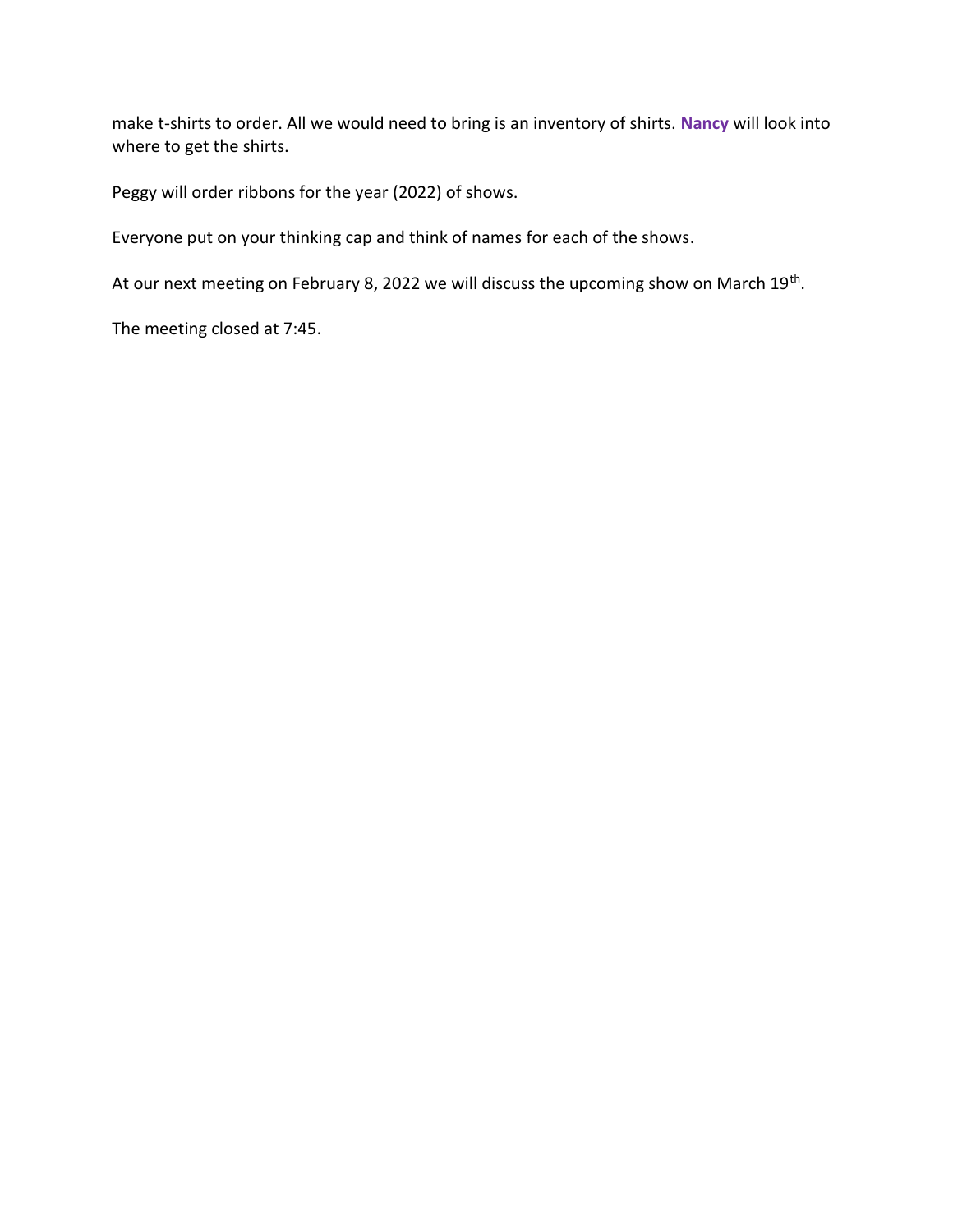make t-shirts to order. All we would need to bring is an inventory of shirts. **Nancy** will look into where to get the shirts.

Peggy will order ribbons for the year (2022) of shows.

Everyone put on your thinking cap and think of names for each of the shows.

At our next meeting on February 8, 2022 we will discuss the upcoming show on March 19th.

The meeting closed at 7:45.